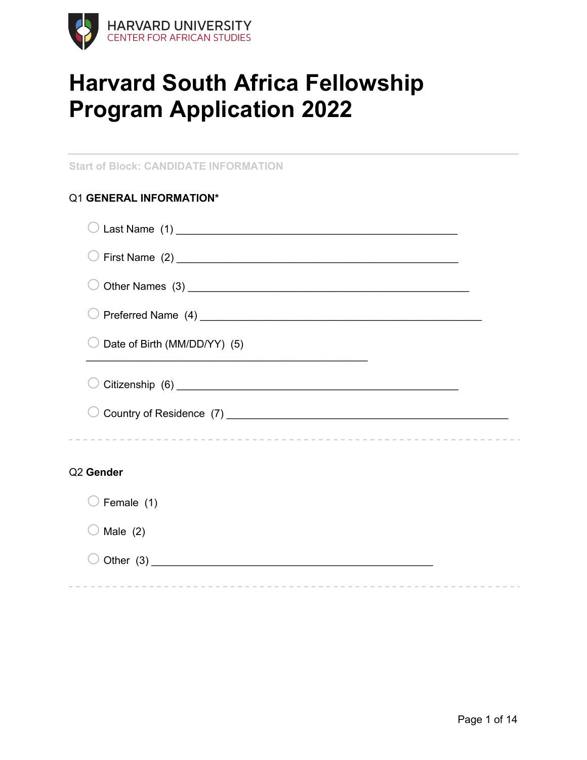HARVARD UNIVERSITY
CENTER FOR AFRICAN STUDIES

# Harvard South Africa Fellowship Program Application 2022

---

Start of Block: CANDIDATE INFORMATION

Q1 **GENERAL INFORMATION***

- Last Name (1) ________________________________________________
- First Name (2) ________________________________________________
- Other Names (3) ________________________________________________
- Preferred Name (4) ________________________________________________
- Date of Birth (MM/DD/YY) (5) ________________________________________________
- Citizenship (6) ________________________________________________
- Country of Residence (7) ________________________________________________

---

Q2 **Gender**

- Female (1)
- Male (2)
- Other (3) ________________________________________________

---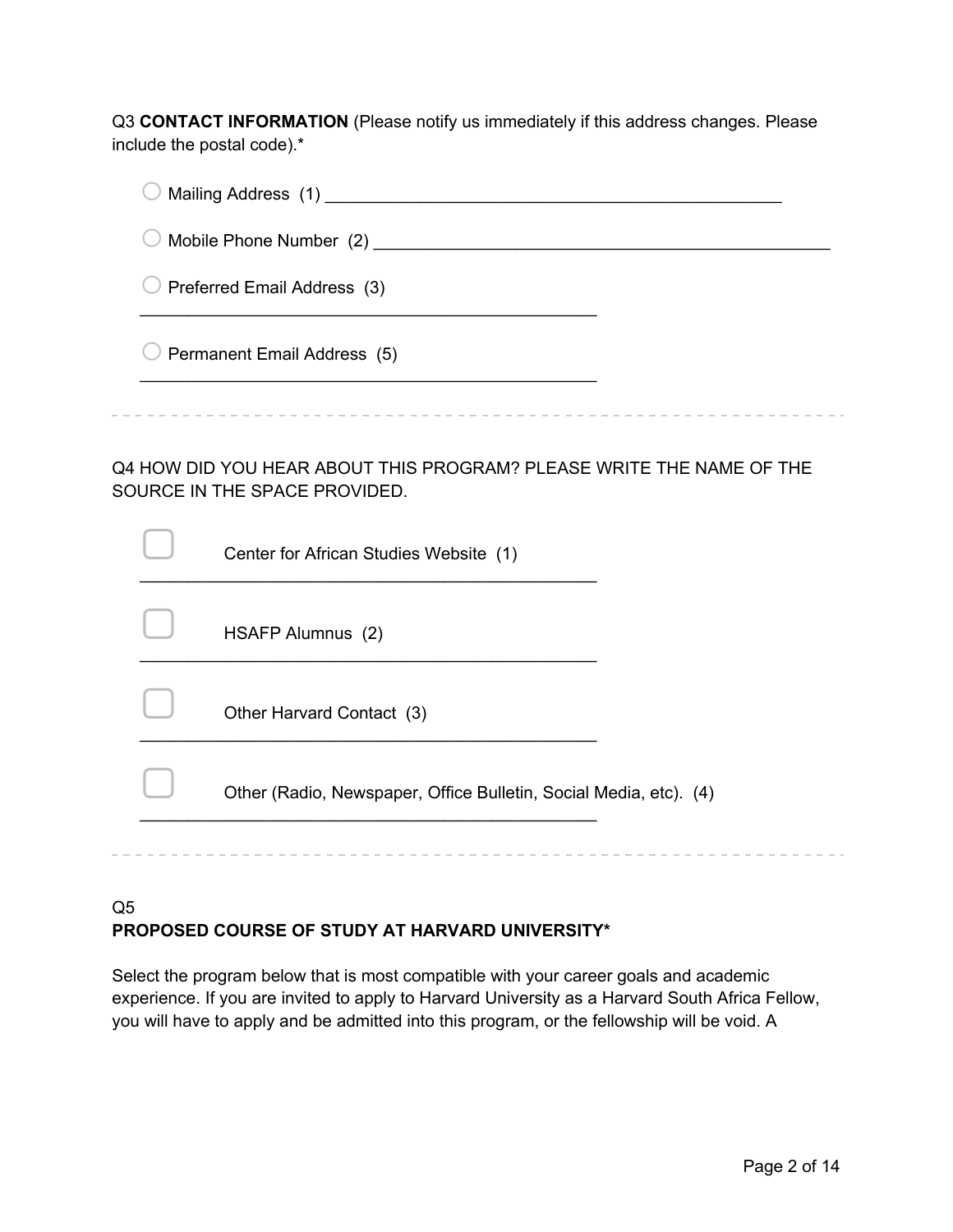Q3 **CONTACT INFORMATION** (Please notify us immediately if this address changes. Please include the postal code).*

- ○ Mailing Address (1) ________________________________________________
- ○ Mobile Phone Number (2) ________________________________________________
- ○ Preferred Email Address (3) ________________________________________________
- ○ Permanent Email Address (5) ________________________________________________

---

Q4 HOW DID YOU HEAR ABOUT THIS PROGRAM? PLEASE WRITE THE NAME OF THE SOURCE IN THE SPACE PROVIDED.

- ☐ Center for African Studies Website (1) ________________________________________________
- ☐ HSAFP Alumnus (2) ________________________________________________
- ☐ Other Harvard Contact (3) ________________________________________________
- ☐ Other (Radio, Newspaper, Office Bulletin, Social Media, etc). (4) ________________________________________________

---

Q5
**PROPOSED COURSE OF STUDY AT HARVARD UNIVERSITY***

Select the program below that is most compatible with your career goals and academic experience. If you are invited to apply to Harvard University as a Harvard South Africa Fellow, you will have to apply and be admitted into this program, or the fellowship will be void. A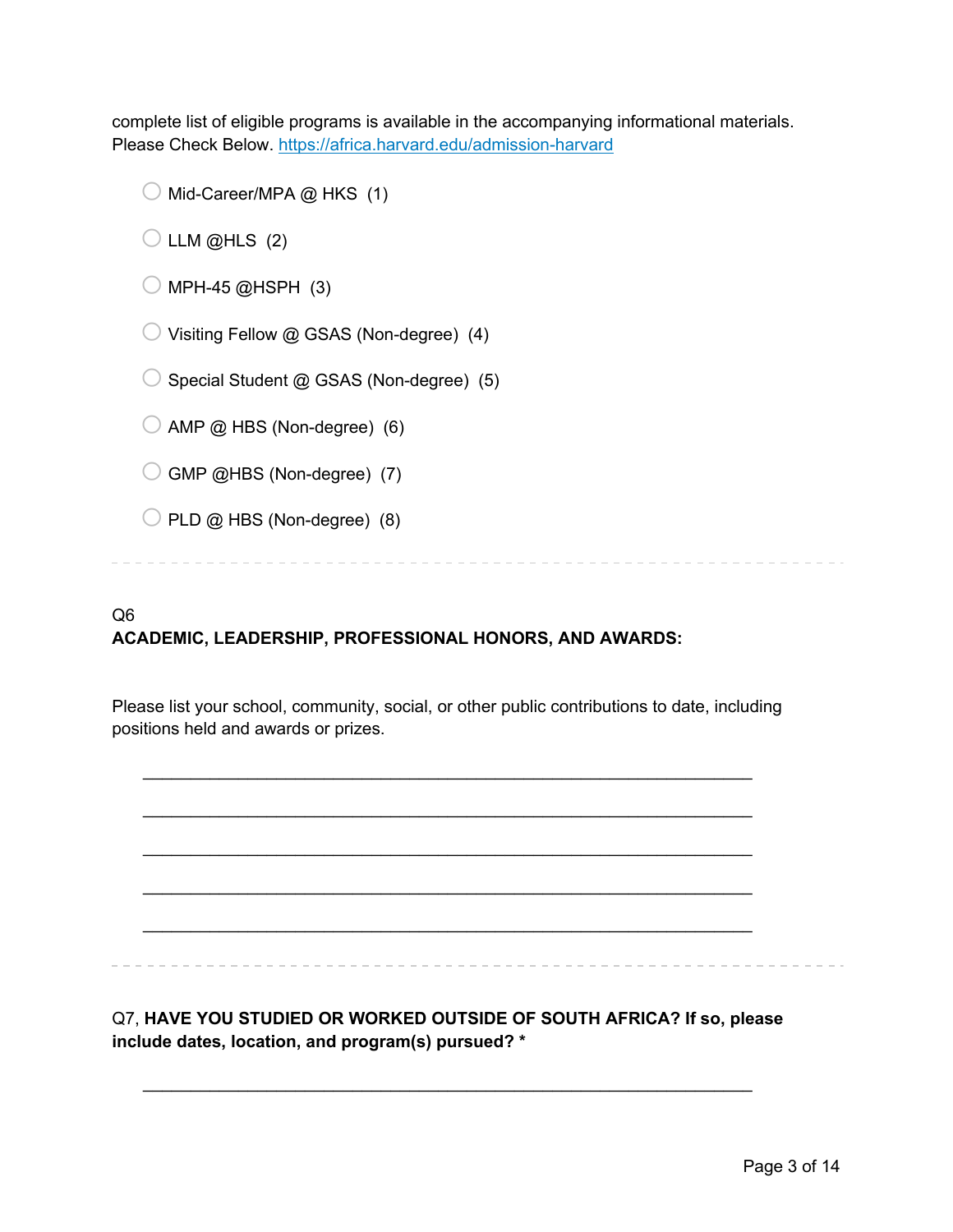complete list of eligible programs is available in the accompanying informational materials. Please Check Below. [https://africa.harvard.edu/admission-harvard](https://africa.harvard.edu/admission-harvard)

- ○ Mid-Career/MPA @ HKS (1)
- ○ LLM @HLS (2)
- ○ MPH-45 @HSPH (3)
- ○ Visiting Fellow @ GSAS (Non-degree) (4)
- ○ Special Student @ GSAS (Non-degree) (5)
- ○ AMP @ HBS (Non-degree) (6)
- ○ GMP @HBS (Non-degree) (7)
- ○ PLD @ HBS (Non-degree) (8)

---

Q6
**ACADEMIC, LEADERSHIP, PROFESSIONAL HONORS, AND AWARDS:**

Please list your school, community, social, or other public contributions to date, including positions held and awards or prizes.

________________________________________________________________

________________________________________________________________

________________________________________________________________

________________________________________________________________

________________________________________________________________

---

Q7, **HAVE YOU STUDIED OR WORKED OUTSIDE OF SOUTH AFRICA? If so, please include dates, location, and program(s) pursued? ***

________________________________________________________________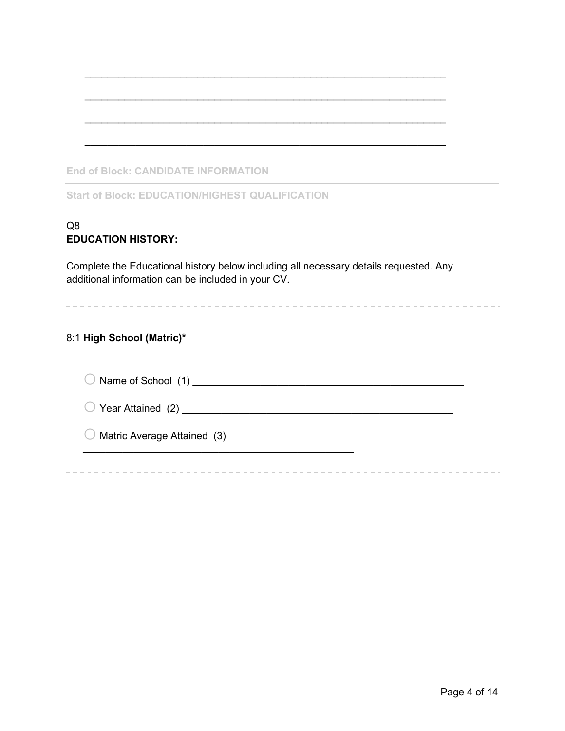________________________________________________________________

________________________________________________________________

________________________________________________________________

________________________________________________________________

End of Block: CANDIDATE INFORMATION

Start of Block: EDUCATION/HIGHEST QUALIFICATION

Q8
**EDUCATION HISTORY:**

Complete the Educational history below including all necessary details requested. Any additional information can be included in your CV.

8:1 **High School (Matric)***

○ Name of School (1) ________________________________________________

○ Year Attained (2) ________________________________________________

○ Matric Average Attained (3)
________________________________________________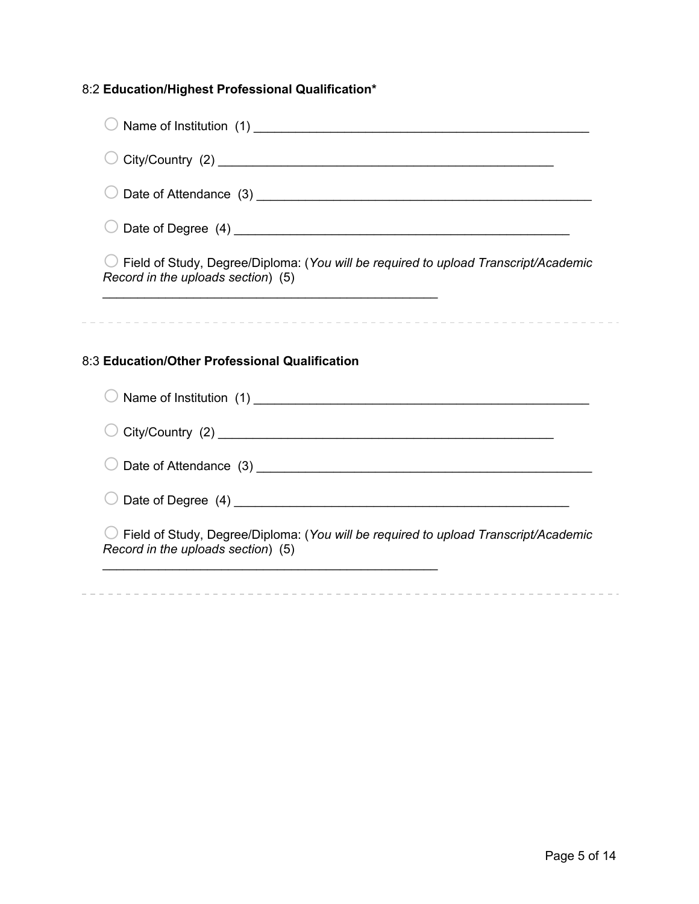8:2 **Education/Highest Professional Qualification***

○ Name of Institution (1) ________________________________________________

○ City/Country (2) ________________________________________________

○ Date of Attendance (3) ________________________________________________

○ Date of Degree (4) ________________________________________________

○ Field of Study, Degree/Diploma: (*You will be required to upload Transcript/Academic Record in the uploads section*) (5) ________________________________________________

---

8:3 **Education/Other Professional Qualification**

○ Name of Institution (1) ________________________________________________

○ City/Country (2) ________________________________________________

○ Date of Attendance (3) ________________________________________________

○ Date of Degree (4) ________________________________________________

○ Field of Study, Degree/Diploma: (*You will be required to upload Transcript/Academic Record in the uploads section*) (5) ________________________________________________

---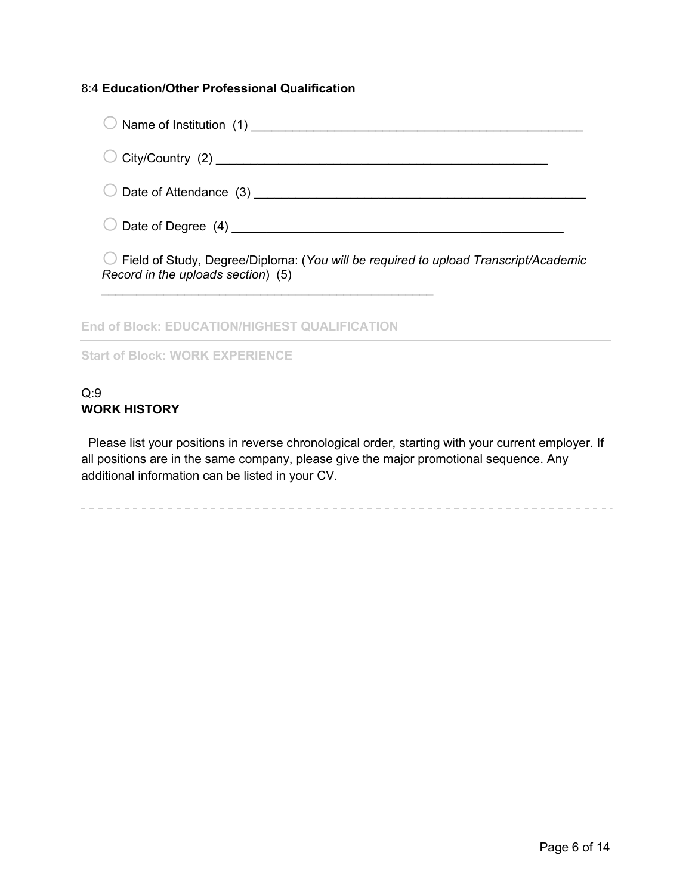8:4 **Education/Other Professional Qualification**

○ Name of Institution (1) ________________________________________________

○ City/Country (2) ________________________________________________

○ Date of Attendance (3) ________________________________________________

○ Date of Degree (4) ________________________________________________

○ Field of Study, Degree/Diploma: (*You will be required to upload Transcript/Academic Record in the uploads section*) (5) ________________________________________________

End of Block: EDUCATION/HIGHEST QUALIFICATION

---

Start of Block: WORK EXPERIENCE

Q:9
**WORK HISTORY**

Please list your positions in reverse chronological order, starting with your current employer. If all positions are in the same company, please give the major promotional sequence. Any additional information can be listed in your CV.

---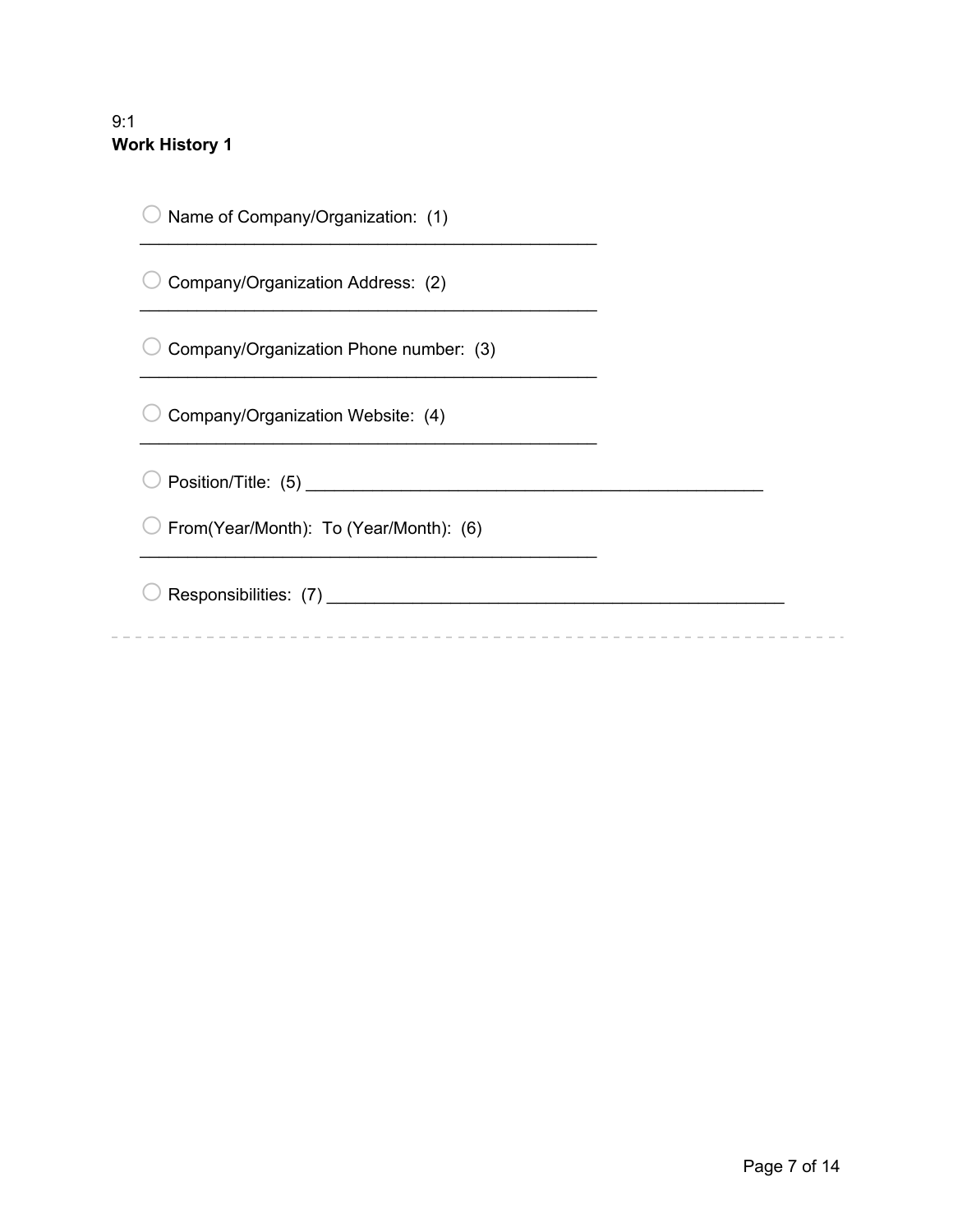9:1
**Work History 1**

- ◯ Name of Company/Organization: (1) ________________________________________________
- ◯ Company/Organization Address: (2) ________________________________________________
- ◯ Company/Organization Phone number: (3) ________________________________________________
- ◯ Company/Organization Website: (4) ________________________________________________
- ◯ Position/Title: (5) ________________________________________________
- ◯ From(Year/Month): To (Year/Month): (6) ________________________________________________
- ◯ Responsibilities: (7) ________________________________________________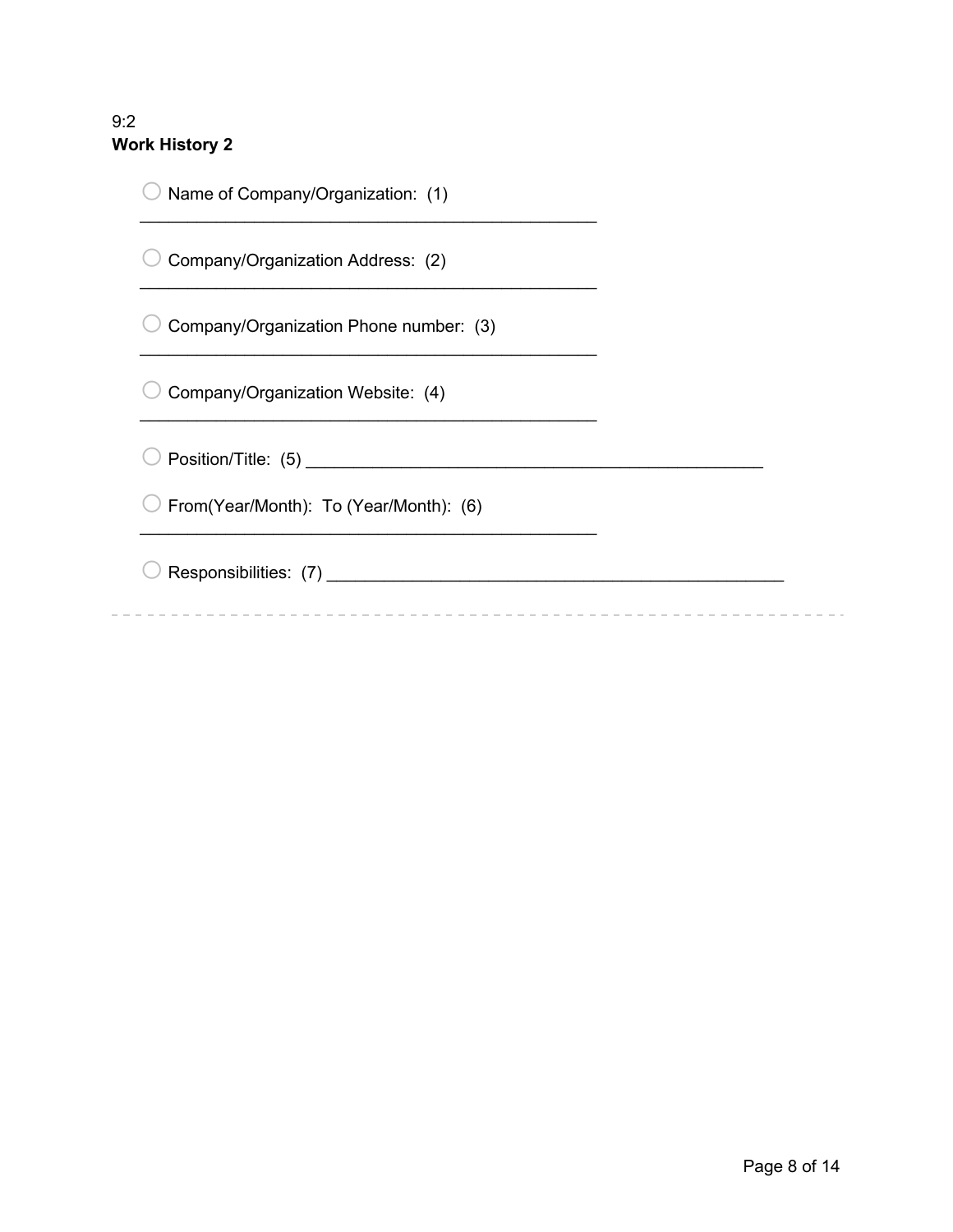9:2

**Work History 2**

- ◯ Name of Company/Organization: (1) ________________________________________________
- ◯ Company/Organization Address: (2) ________________________________________________
- ◯ Company/Organization Phone number: (3) ________________________________________________
- ◯ Company/Organization Website: (4) ________________________________________________
- ◯ Position/Title: (5) ________________________________________________
- ◯ From(Year/Month): To (Year/Month): (6) ________________________________________________
- ◯ Responsibilities: (7) ________________________________________________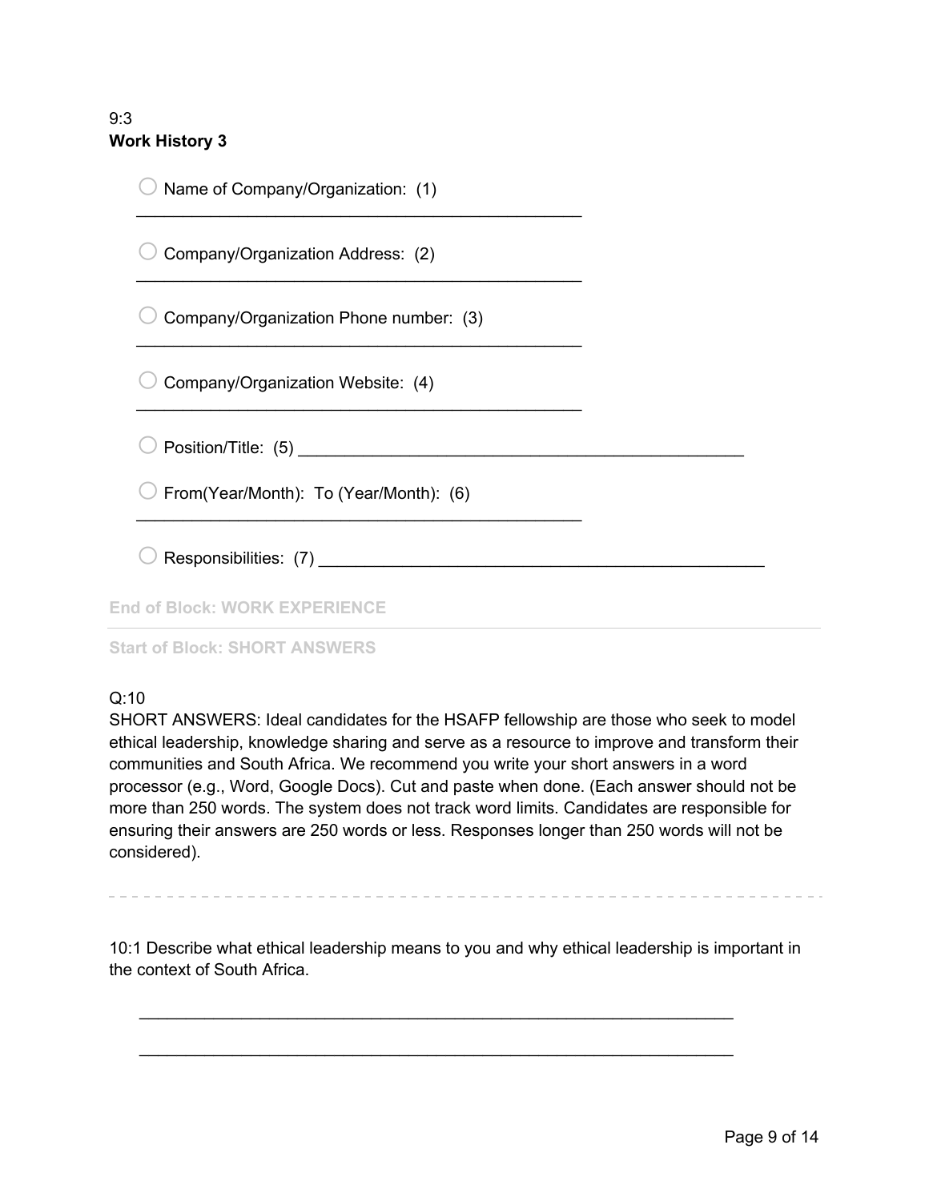9:3
**Work History 3**

○ Name of Company/Organization: (1) ________________________________________________

○ Company/Organization Address: (2) ________________________________________________

○ Company/Organization Phone number: (3) ________________________________________________

○ Company/Organization Website: (4) ________________________________________________

○ Position/Title: (5) ________________________________________________

○ From(Year/Month): To (Year/Month): (6) ________________________________________________

○ Responsibilities: (7) ________________________________________________

End of Block: WORK EXPERIENCE

---

Start of Block: SHORT ANSWERS

Q:10
SHORT ANSWERS: Ideal candidates for the HSAFP fellowship are those who seek to model ethical leadership, knowledge sharing and serve as a resource to improve and transform their communities and South Africa. We recommend you write your short answers in a word processor (e.g., Word, Google Docs). Cut and paste when done. (Each answer should not be more than 250 words. The system does not track word limits. Candidates are responsible for ensuring their answers are 250 words or less. Responses longer than 250 words will not be considered).

---

10:1 Describe what ethical leadership means to you and why ethical leadership is important in the context of South Africa.

________________________________________________________________

________________________________________________________________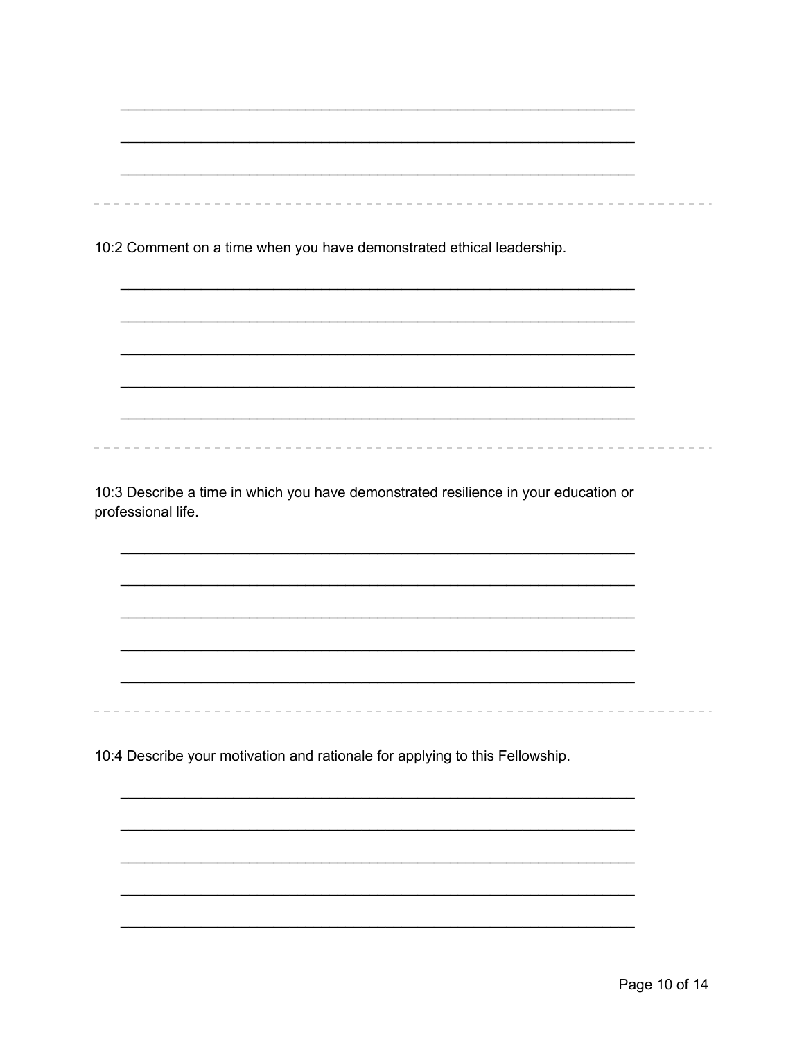\_\_\_\_\_\_\_\_\_\_\_\_\_\_\_\_\_\_\_\_\_\_\_\_\_\_\_\_\_\_\_\_\_\_\_\_\_\_\_\_\_\_\_\_\_\_\_\_\_\_\_\_\_\_\_\_\_\_\_\_

\_\_\_\_\_\_\_\_\_\_\_\_\_\_\_\_\_\_\_\_\_\_\_\_\_\_\_\_\_\_\_\_\_\_\_\_\_\_\_\_\_\_\_\_\_\_\_\_\_\_\_\_\_\_\_\_\_\_\_\_

\_\_\_\_\_\_\_\_\_\_\_\_\_\_\_\_\_\_\_\_\_\_\_\_\_\_\_\_\_\_\_\_\_\_\_\_\_\_\_\_\_\_\_\_\_\_\_\_\_\_\_\_\_\_\_\_\_\_\_\_

---

10:2 Comment on a time when you have demonstrated ethical leadership.

\_\_\_\_\_\_\_\_\_\_\_\_\_\_\_\_\_\_\_\_\_\_\_\_\_\_\_\_\_\_\_\_\_\_\_\_\_\_\_\_\_\_\_\_\_\_\_\_\_\_\_\_\_\_\_\_\_\_\_\_

\_\_\_\_\_\_\_\_\_\_\_\_\_\_\_\_\_\_\_\_\_\_\_\_\_\_\_\_\_\_\_\_\_\_\_\_\_\_\_\_\_\_\_\_\_\_\_\_\_\_\_\_\_\_\_\_\_\_\_\_

\_\_\_\_\_\_\_\_\_\_\_\_\_\_\_\_\_\_\_\_\_\_\_\_\_\_\_\_\_\_\_\_\_\_\_\_\_\_\_\_\_\_\_\_\_\_\_\_\_\_\_\_\_\_\_\_\_\_\_\_

\_\_\_\_\_\_\_\_\_\_\_\_\_\_\_\_\_\_\_\_\_\_\_\_\_\_\_\_\_\_\_\_\_\_\_\_\_\_\_\_\_\_\_\_\_\_\_\_\_\_\_\_\_\_\_\_\_\_\_\_

\_\_\_\_\_\_\_\_\_\_\_\_\_\_\_\_\_\_\_\_\_\_\_\_\_\_\_\_\_\_\_\_\_\_\_\_\_\_\_\_\_\_\_\_\_\_\_\_\_\_\_\_\_\_\_\_\_\_\_\_

---

10:3 Describe a time in which you have demonstrated resilience in your education or professional life.

\_\_\_\_\_\_\_\_\_\_\_\_\_\_\_\_\_\_\_\_\_\_\_\_\_\_\_\_\_\_\_\_\_\_\_\_\_\_\_\_\_\_\_\_\_\_\_\_\_\_\_\_\_\_\_\_\_\_\_\_

\_\_\_\_\_\_\_\_\_\_\_\_\_\_\_\_\_\_\_\_\_\_\_\_\_\_\_\_\_\_\_\_\_\_\_\_\_\_\_\_\_\_\_\_\_\_\_\_\_\_\_\_\_\_\_\_\_\_\_\_

\_\_\_\_\_\_\_\_\_\_\_\_\_\_\_\_\_\_\_\_\_\_\_\_\_\_\_\_\_\_\_\_\_\_\_\_\_\_\_\_\_\_\_\_\_\_\_\_\_\_\_\_\_\_\_\_\_\_\_\_

\_\_\_\_\_\_\_\_\_\_\_\_\_\_\_\_\_\_\_\_\_\_\_\_\_\_\_\_\_\_\_\_\_\_\_\_\_\_\_\_\_\_\_\_\_\_\_\_\_\_\_\_\_\_\_\_\_\_\_\_

\_\_\_\_\_\_\_\_\_\_\_\_\_\_\_\_\_\_\_\_\_\_\_\_\_\_\_\_\_\_\_\_\_\_\_\_\_\_\_\_\_\_\_\_\_\_\_\_\_\_\_\_\_\_\_\_\_\_\_\_

---

10:4 Describe your motivation and rationale for applying to this Fellowship.

\_\_\_\_\_\_\_\_\_\_\_\_\_\_\_\_\_\_\_\_\_\_\_\_\_\_\_\_\_\_\_\_\_\_\_\_\_\_\_\_\_\_\_\_\_\_\_\_\_\_\_\_\_\_\_\_\_\_\_\_

\_\_\_\_\_\_\_\_\_\_\_\_\_\_\_\_\_\_\_\_\_\_\_\_\_\_\_\_\_\_\_\_\_\_\_\_\_\_\_\_\_\_\_\_\_\_\_\_\_\_\_\_\_\_\_\_\_\_\_\_

\_\_\_\_\_\_\_\_\_\_\_\_\_\_\_\_\_\_\_\_\_\_\_\_\_\_\_\_\_\_\_\_\_\_\_\_\_\_\_\_\_\_\_\_\_\_\_\_\_\_\_\_\_\_\_\_\_\_\_\_

\_\_\_\_\_\_\_\_\_\_\_\_\_\_\_\_\_\_\_\_\_\_\_\_\_\_\_\_\_\_\_\_\_\_\_\_\_\_\_\_\_\_\_\_\_\_\_\_\_\_\_\_\_\_\_\_\_\_\_\_

\_\_\_\_\_\_\_\_\_\_\_\_\_\_\_\_\_\_\_\_\_\_\_\_\_\_\_\_\_\_\_\_\_\_\_\_\_\_\_\_\_\_\_\_\_\_\_\_\_\_\_\_\_\_\_\_\_\_\_\_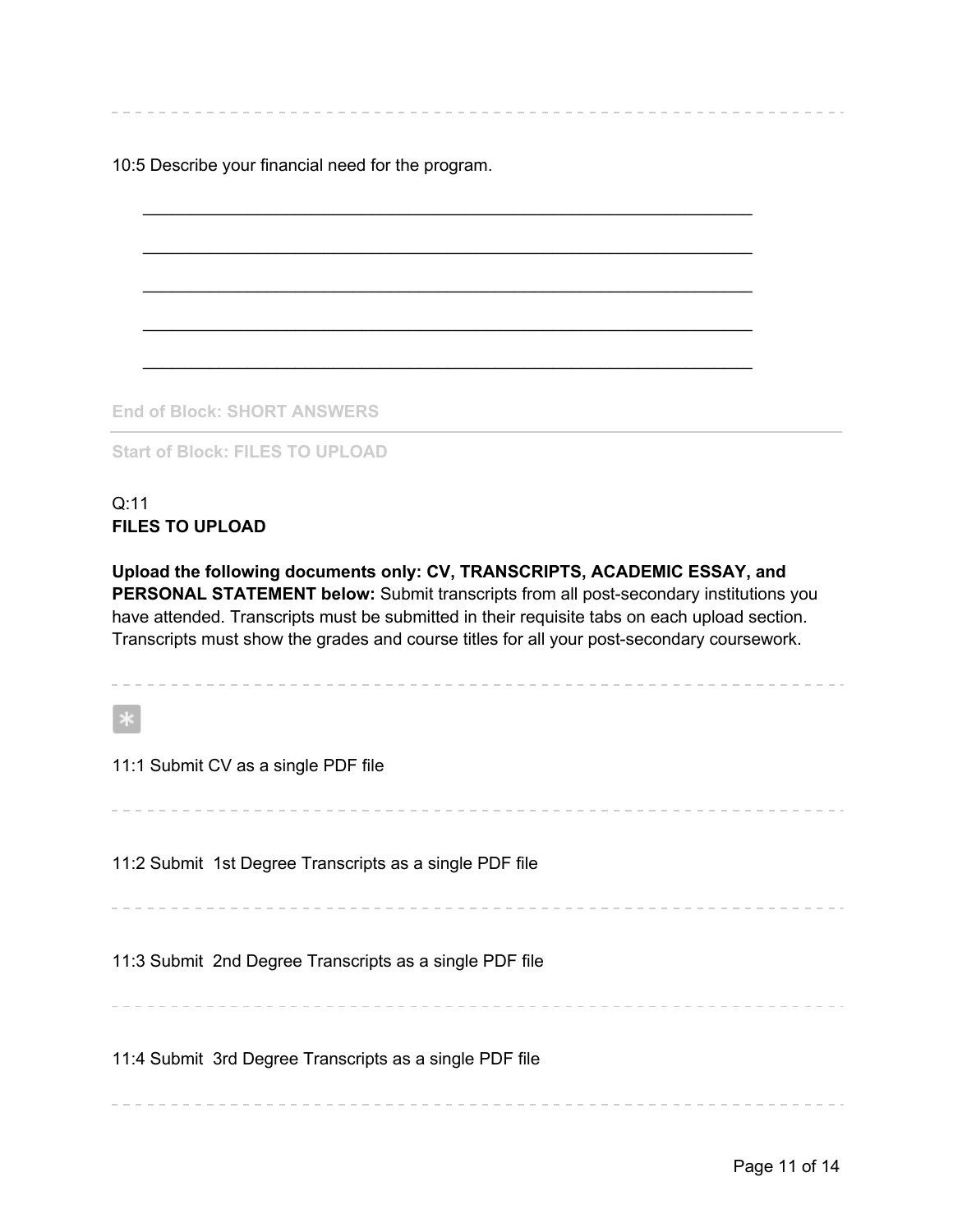---

10:5 Describe your financial need for the program.

________________________________________________________________

________________________________________________________________

________________________________________________________________

________________________________________________________________

________________________________________________________________

**End of Block: SHORT ANSWERS**

---

**Start of Block: FILES TO UPLOAD**

Q:11
**FILES TO UPLOAD**

**Upload the following documents only: CV, TRANSCRIPTS, ACADEMIC ESSAY, and PERSONAL STATEMENT below:** Submit transcripts from all post-secondary institutions you have attended. Transcripts must be submitted in their requisite tabs on each upload section. Transcripts must show the grades and course titles for all your post-secondary coursework.

---

*

11:1 Submit CV as a single PDF file

---

11:2 Submit 1st Degree Transcripts as a single PDF file

---

11:3 Submit 2nd Degree Transcripts as a single PDF file

---

11:4 Submit 3rd Degree Transcripts as a single PDF file

---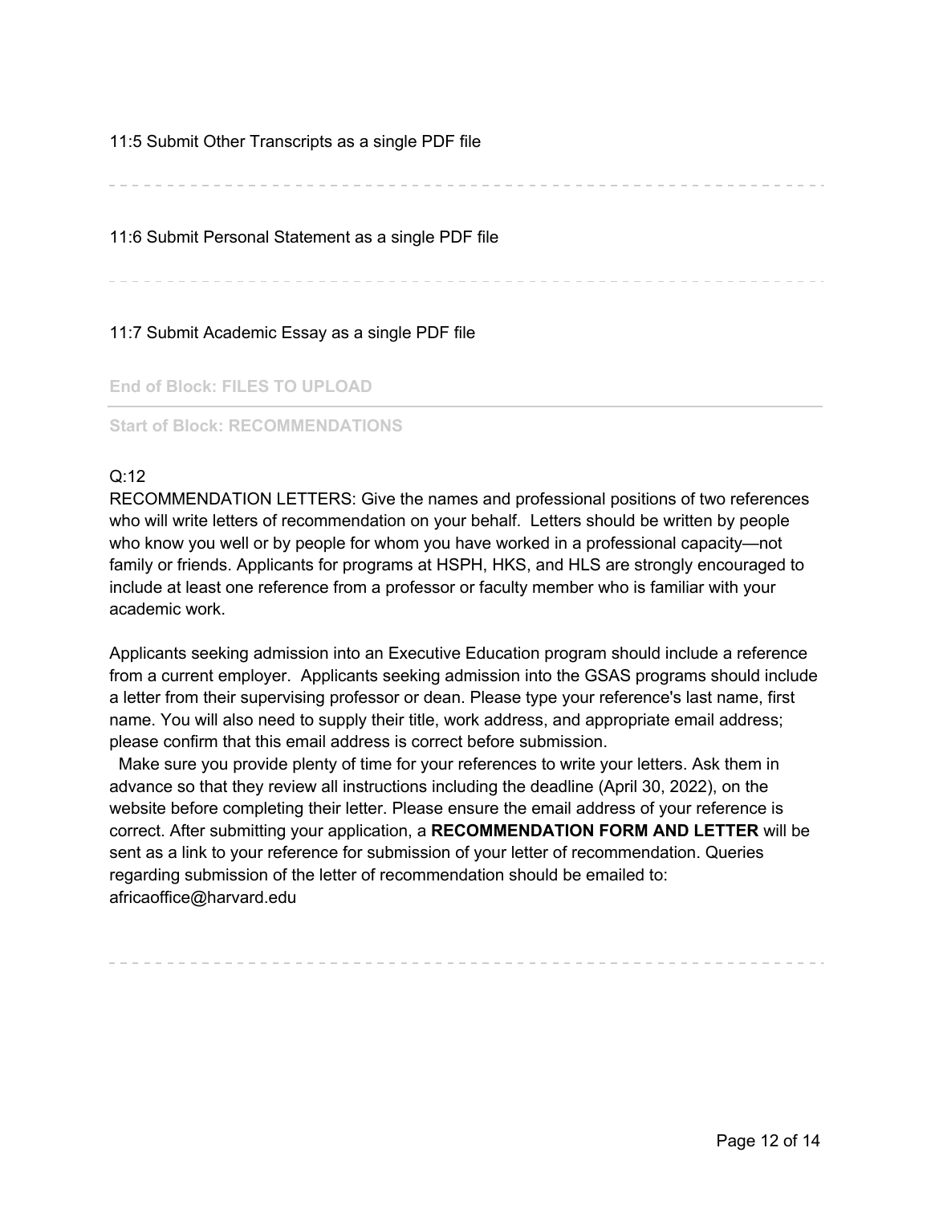11:5 Submit Other Transcripts as a single PDF file

---

11:6 Submit Personal Statement as a single PDF file

---

11:7 Submit Academic Essay as a single PDF file

End of Block: FILES TO UPLOAD

---

Start of Block: RECOMMENDATIONS

Q:12
RECOMMENDATION LETTERS: Give the names and professional positions of two references who will write letters of recommendation on your behalf. Letters should be written by people who know you well or by people for whom you have worked in a professional capacity—not family or friends. Applicants for programs at HSPH, HKS, and HLS are strongly encouraged to include at least one reference from a professor or faculty member who is familiar with your academic work.

Applicants seeking admission into an Executive Education program should include a reference from a current employer. Applicants seeking admission into the GSAS programs should include a letter from their supervising professor or dean. Please type your reference's last name, first name. You will also need to supply their title, work address, and appropriate email address; please confirm that this email address is correct before submission.
Make sure you provide plenty of time for your references to write your letters. Ask them in advance so that they review all instructions including the deadline (April 30, 2022), on the website before completing their letter. Please ensure the email address of your reference is correct. After submitting your application, a **RECOMMENDATION FORM AND LETTER** will be sent as a link to your reference for submission of your letter of recommendation. Queries regarding submission of the letter of recommendation should be emailed to: africaoffice@harvard.edu

---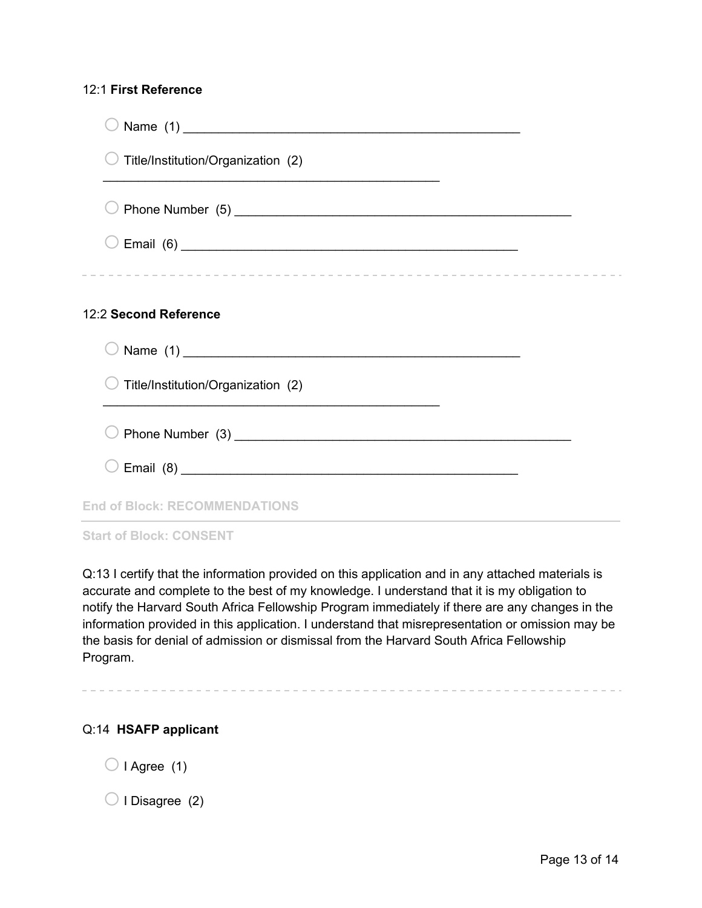12:1 **First Reference**

- ○ Name (1) ________________________________________________
- ○ Title/Institution/Organization (2) ________________________________________________
- ○ Phone Number (5) ________________________________________________
- ○ Email (6) ________________________________________________

---

12:2 **Second Reference**

- ○ Name (1) ________________________________________________
- ○ Title/Institution/Organization (2) ________________________________________________
- ○ Phone Number (3) ________________________________________________
- ○ Email (8) ________________________________________________

**End of Block: RECOMMENDATIONS**

---

**Start of Block: CONSENT**

Q:13 I certify that the information provided on this application and in any attached materials is accurate and complete to the best of my knowledge. I understand that it is my obligation to notify the Harvard South Africa Fellowship Program immediately if there are any changes in the information provided in this application. I understand that misrepresentation or omission may be the basis for denial of admission or dismissal from the Harvard South Africa Fellowship Program.

---

Q:14 **HSAFP applicant**

- ○ I Agree (1)
- ○ I Disagree (2)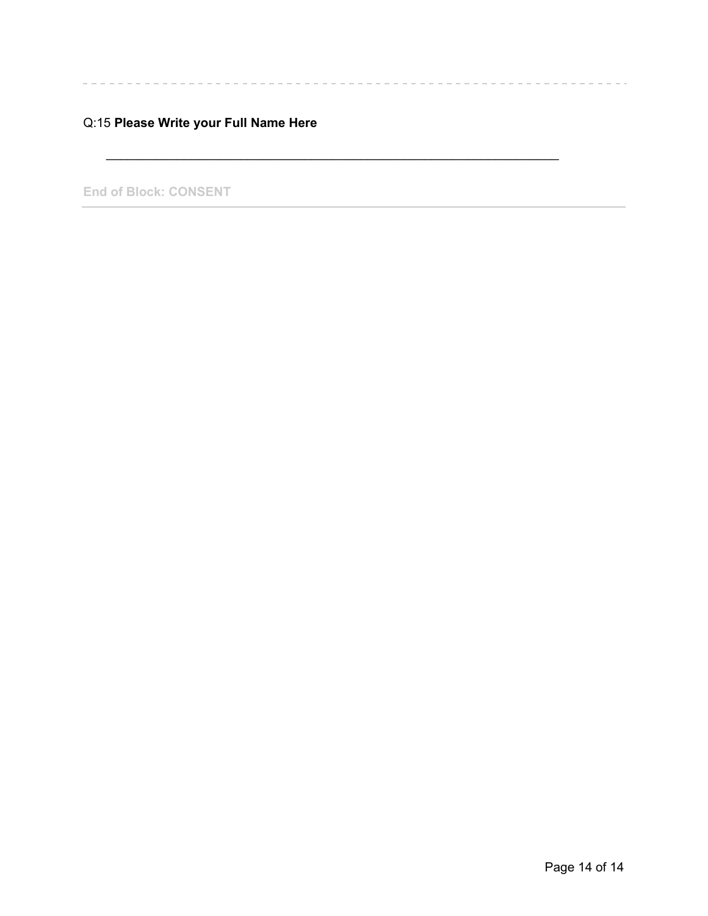Q:15 **Please Write your Full Name Here**

________________________________________________________________

End of Block: CONSENT